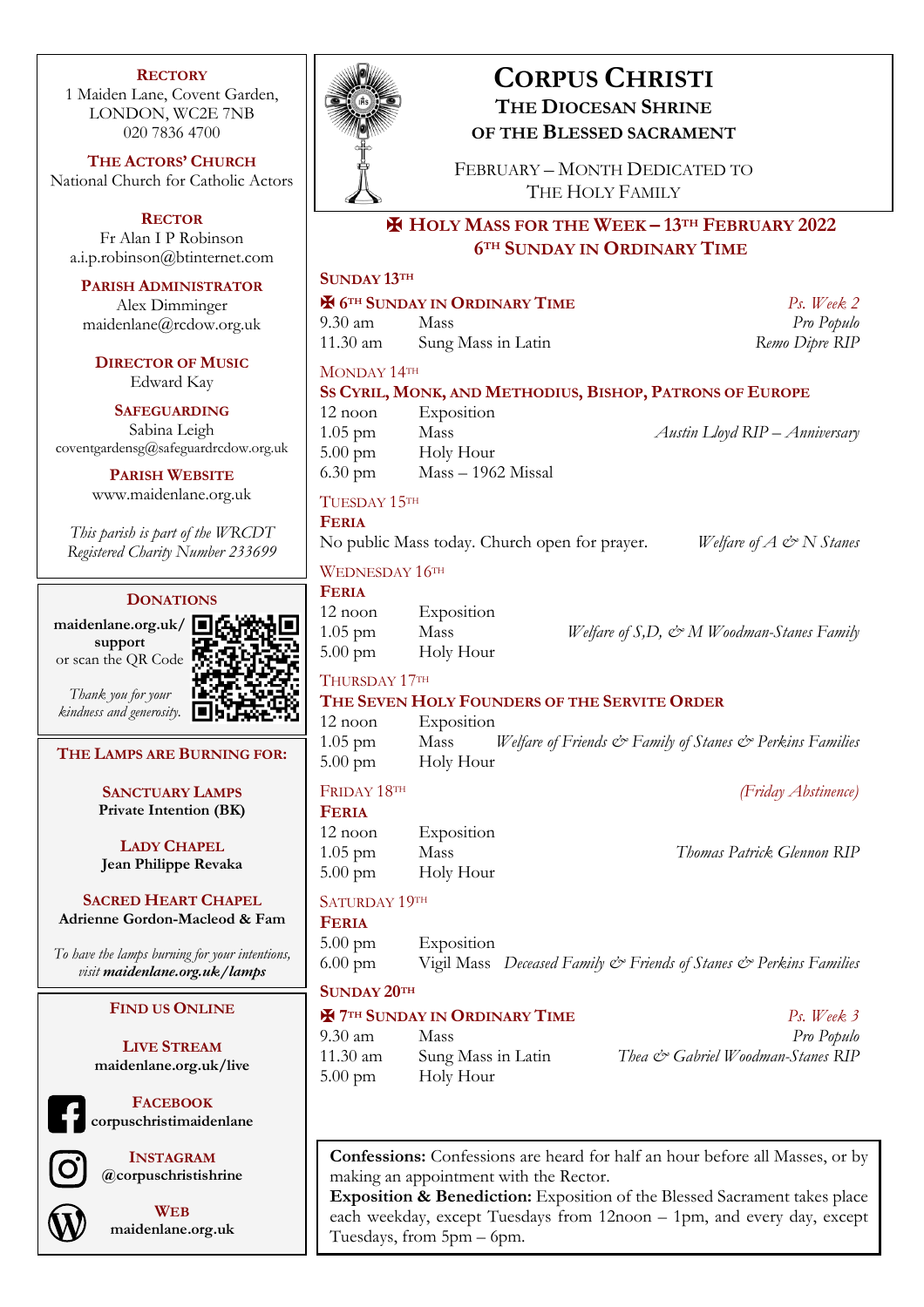# CORPUS CHRISTI

## THE DIOCESAN SHRINE OF THE BLESSED SACRAMENT

FEBRUARY – MONTH DEDICATED TO THE HOLY FAMILY

## ✠ HOLY MASS FOR THE WEEK – 13TH FEBRUARY 2022
## 6TH SUNDAY IN ORDINARY TIME

**SUNDAY 13TH**

**✠ 6TH SUNDAY IN ORDINARY TIME** *Ps. Week 2*

| | | |
|---|---|---|
| 9.30 am | Mass | *Pro Populo* |
| 11.30 am | Sung Mass in Latin | *Remo Dipre RIP* |

MONDAY 14TH

**SS CYRIL, MONK, AND METHODIUS, BISHOP, PATRONS OF EUROPE**

| | | |
|---|---|---|
| 12 noon | Exposition | |
| 1.05 pm | Mass | *Austin Lloyd RIP – Anniversary* |
| 5.00 pm | Holy Hour | |
| 6.30 pm | Mass – 1962 Missal | |

TUESDAY 15TH

**FERIA**

No public Mass today. Church open for prayer. *Welfare of A & N Stanes*

WEDNESDAY 16TH

**FERIA**

| | | |
|---|---|---|
| 12 noon | Exposition | |
| 1.05 pm | Mass | *Welfare of S,D, & M Woodman-Stanes Family* |
| 5.00 pm | Holy Hour | |

THURSDAY 17TH

**THE SEVEN HOLY FOUNDERS OF THE SERVITE ORDER**

| | | |
|---|---|---|
| 12 noon | Exposition | |
| 1.05 pm | Mass | *Welfare of Friends & Family of Stanes & Perkins Families* |
| 5.00 pm | Holy Hour | |

FRIDAY 18TH *(Friday Abstinence)*

**FERIA**

| | | |
|---|---|---|
| 12 noon | Exposition | |
| 1.05 pm | Mass | *Thomas Patrick Glennon RIP* |
| 5.00 pm | Holy Hour | |

SATURDAY 19TH

**FERIA**

| | | |
|---|---|---|
| 5.00 pm | Exposition | |
| 6.00 pm | Vigil Mass | *Deceased Family & Friends of Stanes & Perkins Families* |

**SUNDAY 20TH**

**✠ 7TH SUNDAY IN ORDINARY TIME** *Ps. Week 3*

| | | |
|---|---|---|
| 9.30 am | Mass | *Pro Populo* |
| 11.30 am | Sung Mass in Latin | *Thea & Gabriel Woodman-Stanes RIP* |
| 5.00 pm | Holy Hour | |

**Confessions:** Confessions are heard for half an hour before all Masses, or by making an appointment with the Rector.
**Exposition & Benediction:** Exposition of the Blessed Sacrament takes place each weekday, except Tuesdays from 12noon – 1pm, and every day, except Tuesdays, from 5pm – 6pm.

---

**RECTORY**
1 Maiden Lane, Covent Garden,
LONDON, WC2E 7NB
020 7836 4700

**THE ACTORS' CHURCH**
National Church for Catholic Actors

**RECTOR**
Fr Alan I P Robinson
a.i.p.robinson@btinternet.com

**PARISH ADMINISTRATOR**
Alex Dimminger
maidenlane@rcdow.org.uk

**DIRECTOR OF MUSIC**
Edward Kay

**SAFEGUARDING**
Sabina Leigh
coventgardensg@safeguardrcdow.org.uk

**PARISH WEBSITE**
www.maidenlane.org.uk

*This parish is part of the WRCDT Registered Charity Number 233699*

**DONATIONS**

**maidenlane.org.uk/support**
or scan the QR Code

*Thank you for your kindness and generosity.*

**THE LAMPS ARE BURNING FOR:**

**SANCTUARY LAMPS**
**Private Intention (BK)**

**LADY CHAPEL**
**Jean Philippe Revaka**

**SACRED HEART CHAPEL**
**Adrienne Gordon-Macleod & Fam**

*To have the lamps burning for your intentions, visit **maidenlane.org.uk/lamps***

**FIND US ONLINE**

**LIVE STREAM**
**maidenlane.org.uk/live**

**FACEBOOK**
**corpuschristimaidenlane**

**INSTAGRAM**
**@corpuschristishrine**

**WEB**
**maidenlane.org.uk**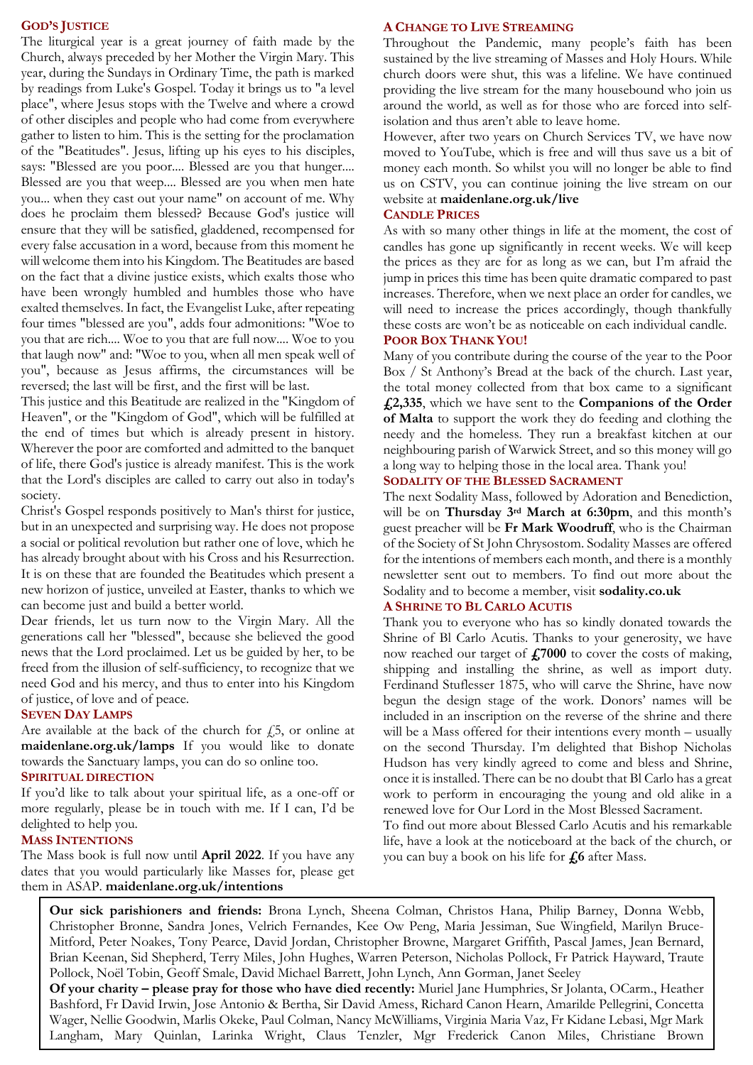## GOD'S JUSTICE

The liturgical year is a great journey of faith made by the Church, always preceded by her Mother the Virgin Mary. This year, during the Sundays in Ordinary Time, the path is marked by readings from Luke's Gospel. Today it brings us to "a level place", where Jesus stops with the Twelve and where a crowd of other disciples and people who had come from everywhere gather to listen to him. This is the setting for the proclamation of the "Beatitudes". Jesus, lifting up his eyes to his disciples, says: "Blessed are you poor.... Blessed are you that hunger.... Blessed are you that weep.... Blessed are you when men hate you... when they cast out your name" on account of me. Why does he proclaim them blessed? Because God's justice will ensure that they will be satisfied, gladdened, recompensed for every false accusation in a word, because from this moment he will welcome them into his Kingdom. The Beatitudes are based on the fact that a divine justice exists, which exalts those who have been wrongly humbled and humbles those who have exalted themselves. In fact, the Evangelist Luke, after repeating four times "blessed are you", adds four admonitions: "Woe to you that are rich.... Woe to you that are full now.... Woe to you that laugh now" and: "Woe to you, when all men speak well of you", because as Jesus affirms, the circumstances will be reversed; the last will be first, and the first will be last.

This justice and this Beatitude are realized in the "Kingdom of Heaven", or the "Kingdom of God", which will be fulfilled at the end of times but which is already present in history. Wherever the poor are comforted and admitted to the banquet of life, there God's justice is already manifest. This is the work that the Lord's disciples are called to carry out also in today's society.

Christ's Gospel responds positively to Man's thirst for justice, but in an unexpected and surprising way. He does not propose a social or political revolution but rather one of love, which he has already brought about with his Cross and his Resurrection. It is on these that are founded the Beatitudes which present a new horizon of justice, unveiled at Easter, thanks to which we can become just and build a better world.

Dear friends, let us turn now to the Virgin Mary. All the generations call her "blessed", because she believed the good news that the Lord proclaimed. Let us be guided by her, to be freed from the illusion of self-sufficiency, to recognize that we need God and his mercy, and thus to enter into his Kingdom of justice, of love and of peace.

## SEVEN DAY LAMPS

Are available at the back of the church for £5, or online at **maidenlane.org.uk/lamps** If you would like to donate towards the Sanctuary lamps, you can do so online too.

## SPIRITUAL DIRECTION

If you'd like to talk about your spiritual life, as a one-off or more regularly, please be in touch with me. If I can, I'd be delighted to help you.

## MASS INTENTIONS

The Mass book is full now until **April 2022**. If you have any dates that you would particularly like Masses for, please get them in ASAP. **maidenlane.org.uk/intentions**

## A CHANGE TO LIVE STREAMING

Throughout the Pandemic, many people's faith has been sustained by the live streaming of Masses and Holy Hours. While church doors were shut, this was a lifeline. We have continued providing the live stream for the many housebound who join us around the world, as well as for those who are forced into self-isolation and thus aren't able to leave home.

However, after two years on Church Services TV, we have now moved to YouTube, which is free and will thus save us a bit of money each month. So whilst you will no longer be able to find us on CSTV, you can continue joining the live stream on our website at **maidenlane.org.uk/live**

## CANDLE PRICES

As with so many other things in life at the moment, the cost of candles has gone up significantly in recent weeks. We will keep the prices as they are for as long as we can, but I'm afraid the jump in prices this time has been quite dramatic compared to past increases. Therefore, when we next place an order for candles, we will need to increase the prices accordingly, though thankfully these costs are won't be as noticeable on each individual candle.

## POOR BOX THANK YOU!

Many of you contribute during the course of the year to the Poor Box / St Anthony's Bread at the back of the church. Last year, the total money collected from that box came to a significant **£2,335**, which we have sent to the **Companions of the Order of Malta** to support the work they do feeding and clothing the needy and the homeless. They run a breakfast kitchen at our neighbouring parish of Warwick Street, and so this money will go a long way to helping those in the local area. Thank you!

## SODALITY OF THE BLESSED SACRAMENT

The next Sodality Mass, followed by Adoration and Benediction, will be on **Thursday 3rd March at 6:30pm**, and this month's guest preacher will be **Fr Mark Woodruff**, who is the Chairman of the Society of St John Chrysostom. Sodality Masses are offered for the intentions of members each month, and there is a monthly newsletter sent out to members. To find out more about the Sodality and to become a member, visit **sodality.co.uk**

## A SHRINE TO BL CARLO ACUTIS

Thank you to everyone who has so kindly donated towards the Shrine of Bl Carlo Acutis. Thanks to your generosity, we have now reached our target of **£7000** to cover the costs of making, shipping and installing the shrine, as well as import duty. Ferdinand Stuflesser 1875, who will carve the Shrine, have now begun the design stage of the work. Donors' names will be included in an inscription on the reverse of the shrine and there will be a Mass offered for their intentions every month – usually on the second Thursday. I'm delighted that Bishop Nicholas Hudson has very kindly agreed to come and bless and Shrine, once it is installed. There can be no doubt that Bl Carlo has a great work to perform in encouraging the young and old alike in a renewed love for Our Lord in the Most Blessed Sacrament.

To find out more about Blessed Carlo Acutis and his remarkable life, have a look at the noticeboard at the back of the church, or you can buy a book on his life for **£6** after Mass.

**Our sick parishioners and friends:** Brona Lynch, Sheena Colman, Christos Hana, Philip Barney, Donna Webb, Christopher Bronne, Sandra Jones, Velrich Fernandes, Kee Ow Peng, Maria Jessiman, Sue Wingfield, Marilyn Bruce-Mitford, Peter Noakes, Tony Pearce, David Jordan, Christopher Browne, Margaret Griffith, Pascal James, Jean Bernard, Brian Keenan, Sid Shepherd, Terry Miles, John Hughes, Warren Peterson, Nicholas Pollock, Fr Patrick Hayward, Traute Pollock, Noël Tobin, Geoff Smale, David Michael Barrett, John Lynch, Ann Gorman, Janet Seeley

**Of your charity – please pray for those who have died recently:** Muriel Jane Humphries, Sr Jolanta, OCarm., Heather Bashford, Fr David Irwin, Jose Antonio & Bertha, Sir David Amess, Richard Canon Hearn, Amarilde Pellegrini, Concetta Wager, Nellie Goodwin, Marlis Okeke, Paul Colman, Nancy McWilliams, Virginia Maria Vaz, Fr Kidane Lebasi, Mgr Mark Langham, Mary Quinlan, Larinka Wright, Claus Tenzler, Mgr Frederick Canon Miles, Christiane Brown